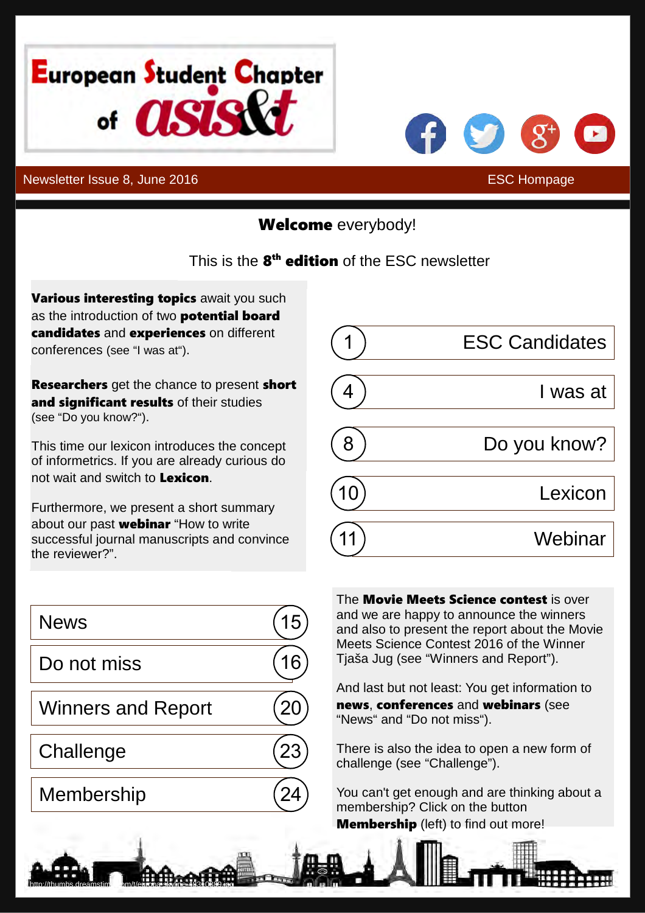# European Student Chapter of asis&t

Newsletter Issue 8, June 2016 | ESC Hompage

**Welcome** everybody!

This is the **8th edition** of the ESC newsletter

**Various interesting topics** await you such as the introduction of two **potential board candidates** and **experiences** on different conferences (see "I was at").

**Researchers** get the chance to present **short and significant results** of their studies (see "Do you know?").

This time our lexicon introduces the concept of informetrics. If you are already curious do not wait and switch to **Lexicon**.

Furthermore, we present a short summary about our past **webinar** "How to write successful journal manuscripts and convince the reviewer?".

- 1 ESC Candidates
- 4 I was at
- 8 Do you know?
- 10 Lexicon
- 11 Webinar

- News 15
- Do not miss 16
- Winners and Report 20
- Challenge 23
- Membership 24

The **Movie Meets Science contest** is over and we are happy to announce the winners and also to present the report about the Movie Meets Science Contest 2016 of the Winner Tjaša Jug (see "Winners and Report").

And last but not least: You get information to **news**, **conferences** and **webinars** (see "News" and "Do not miss").

There is also the idea to open a new form of challenge (see "Challenge").

You can't get enough and are thinking about a membership? Click on the button **Membership** (left) to find out more!

http://thumbs.dreamstime.com/t/europe-skyline-48310889.jpg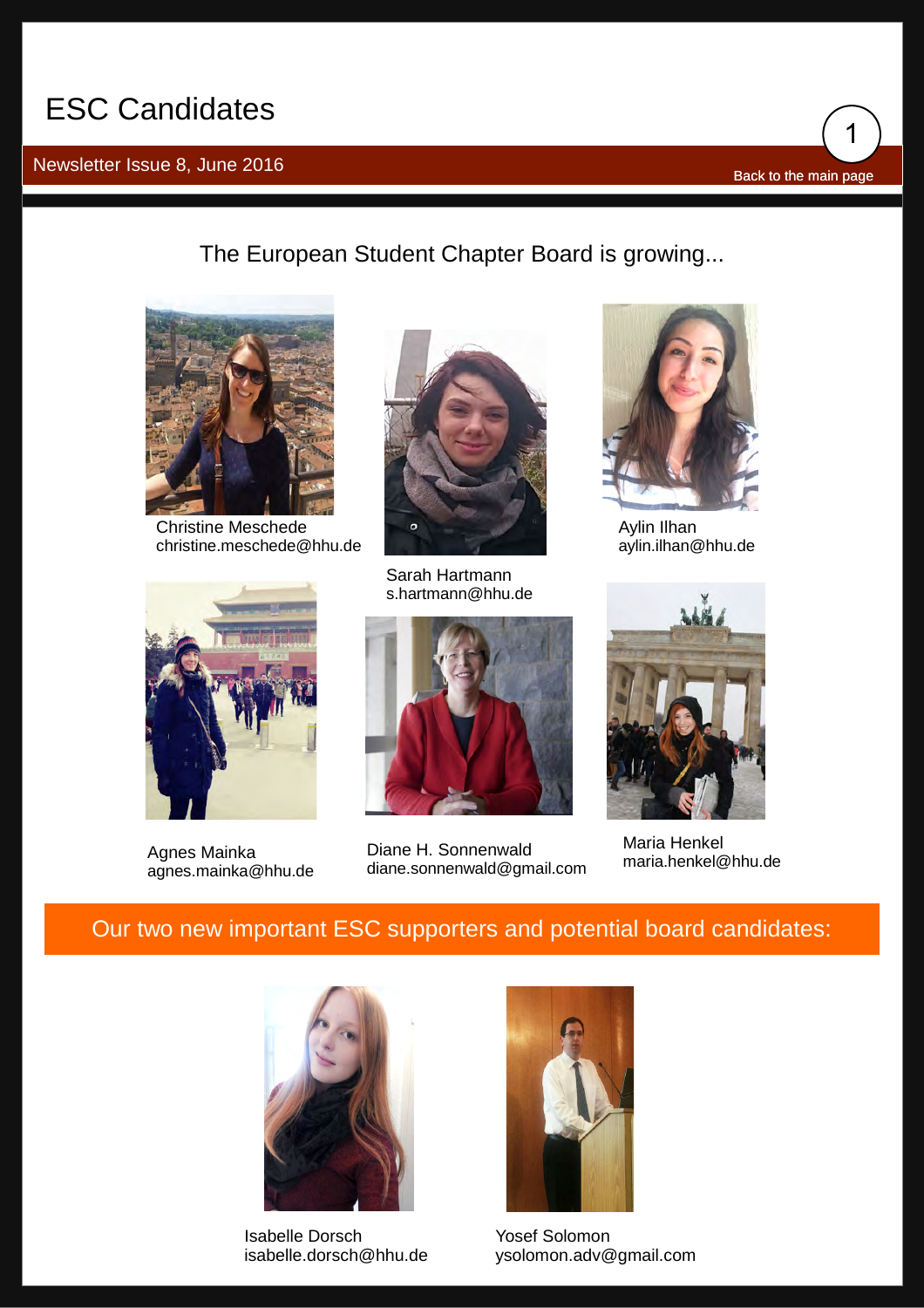# ESC Candidates

Newsletter Issue 8, June 2016

Back to the main page

The European Student Chapter Board is growing...

Christine Meschede
christine.meschede@hhu.de

Sarah Hartmann
s.hartmann@hhu.de

Aylin Ilhan
aylin.ilhan@hhu.de

Agnes Mainka
agnes.mainka@hhu.de

Diane H. Sonnenwald
diane.sonnenwald@gmail.com

Maria Henkel
maria.henkel@hhu.de

## Our two new important ESC supporters and potential board candidates:

Isabelle Dorsch
isabelle.dorsch@hhu.de

Yosef Solomon
ysolomon.adv@gmail.com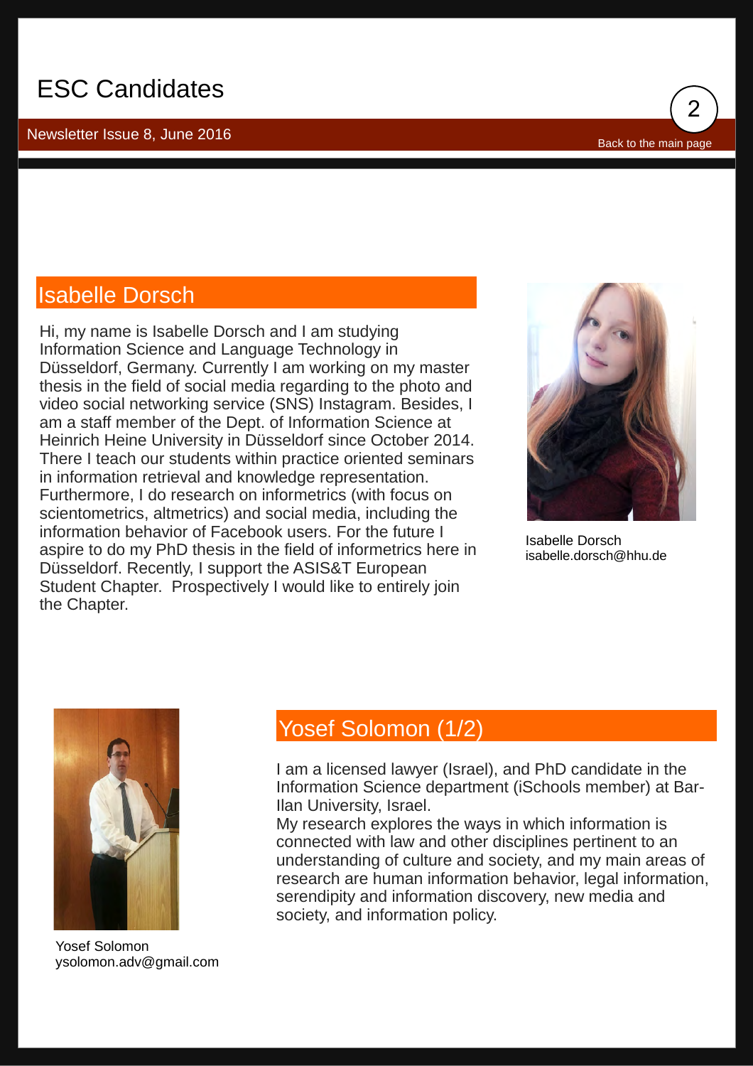# ESC Candidates

Newsletter Issue 8, June 2016

Back to the main page

## Isabelle Dorsch

Hi, my name is Isabelle Dorsch and I am studying Information Science and Language Technology in Düsseldorf, Germany. Currently I am working on my master thesis in the field of social media regarding to the photo and video social networking service (SNS) Instagram. Besides, I am a staff member of the Dept. of Information Science at Heinrich Heine University in Düsseldorf since October 2014. There I teach our students within practice oriented seminars in information retrieval and knowledge representation. Furthermore, I do research on informetrics (with focus on scientometrics, altmetrics) and social media, including the information behavior of Facebook users. For the future I aspire to do my PhD thesis in the field of informetrics here in Düsseldorf. Recently, I support the ASIS&T European Student Chapter. Prospectively I would like to entirely join the Chapter.

Isabelle Dorsch
isabelle.dorsch@hhu.de

## Yosef Solomon (1/2)

I am a licensed lawyer (Israel), and PhD candidate in the Information Science department (iSchools member) at Bar-Ilan University, Israel.
My research explores the ways in which information is connected with law and other disciplines pertinent to an understanding of culture and society, and my main areas of research are human information behavior, legal information, serendipity and information discovery, new media and society, and information policy.

Yosef Solomon
ysolomon.adv@gmail.com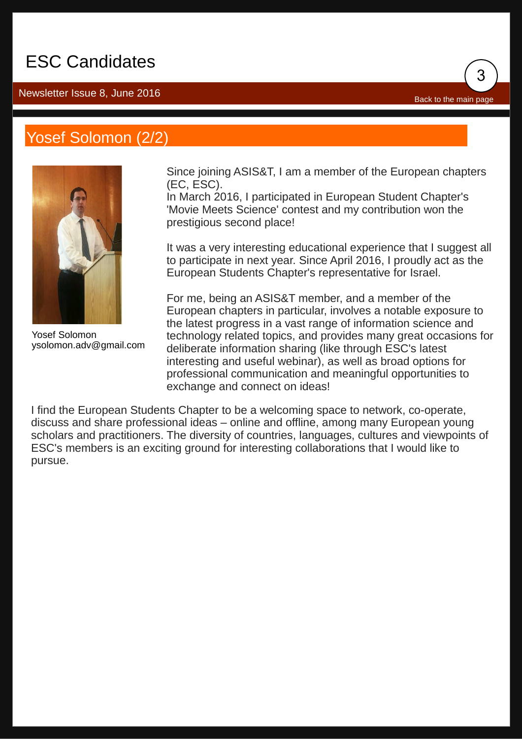# ESC Candidates

Newsletter Issue 8, June 2016

Back to the main page

## Yosef Solomon (2/2)

Yosef Solomon
ysolomon.adv@gmail.com

Since joining ASIS&T, I am a member of the European chapters (EC, ESC).
In March 2016, I participated in European Student Chapter's 'Movie Meets Science' contest and my contribution won the prestigious second place!

It was a very interesting educational experience that I suggest all to participate in next year. Since April 2016, I proudly act as the European Students Chapter's representative for Israel.

For me, being an ASIS&T member, and a member of the European chapters in particular, involves a notable exposure to the latest progress in a vast range of information science and technology related topics, and provides many great occasions for deliberate information sharing (like through ESC's latest interesting and useful webinar), as well as broad options for professional communication and meaningful opportunities to exchange and connect on ideas!

I find the European Students Chapter to be a welcoming space to network, co-operate, discuss and share professional ideas – online and offline, among many European young scholars and practitioners. The diversity of countries, languages, cultures and viewpoints of ESC's members is an exciting ground for interesting collaborations that I would like to pursue.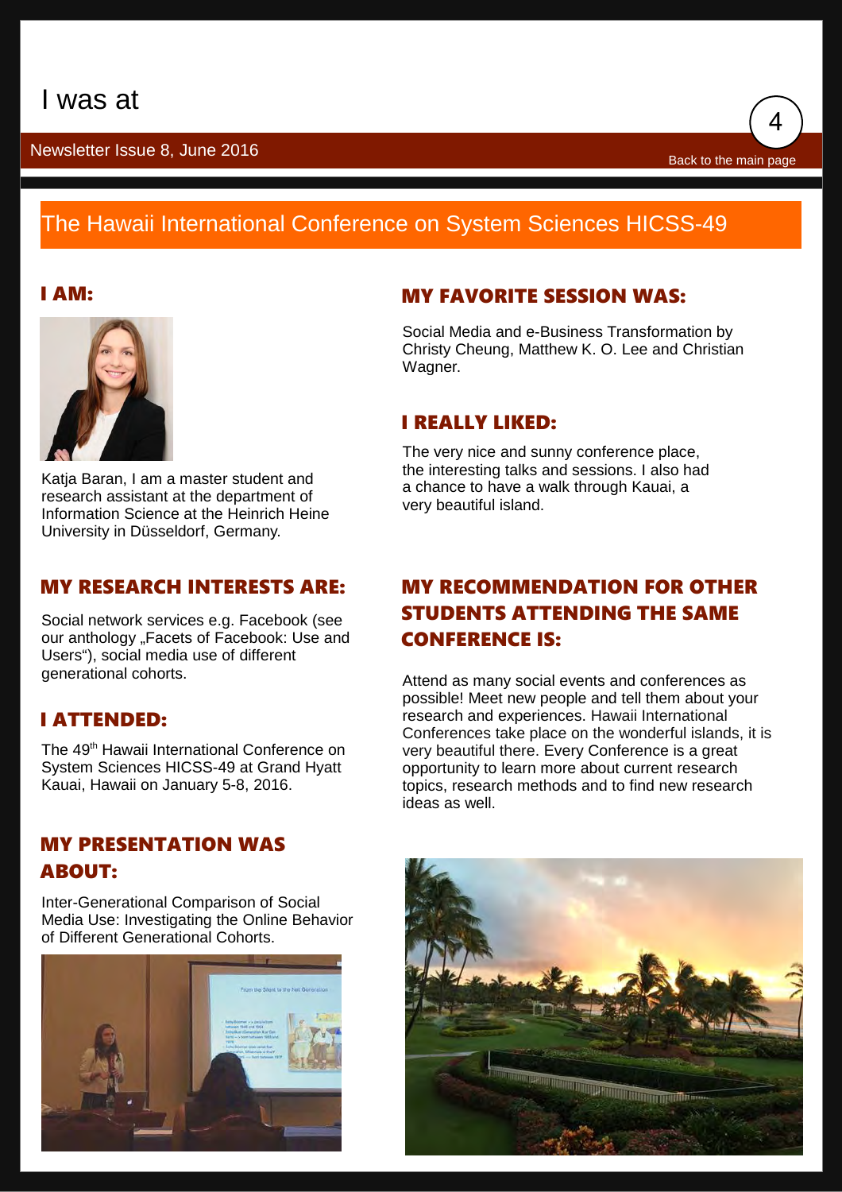# I was at

Newsletter Issue 8, June 2016

Back to the main page

## The Hawaii International Conference on System Sciences HICSS-49

### I AM:

Katja Baran, I am a master student and research assistant at the department of Information Science at the Heinrich Heine University in Düsseldorf, Germany.

### MY RESEARCH INTERESTS ARE:

Social network services e.g. Facebook (see our anthology „Facets of Facebook: Use and Users"), social media use of different generational cohorts.

### I ATTENDED:

The 49th Hawaii International Conference on System Sciences HICSS-49 at Grand Hyatt Kauai, Hawaii on January 5-8, 2016.

### MY PRESENTATION WAS ABOUT:

Inter-Generational Comparison of Social Media Use: Investigating the Online Behavior of Different Generational Cohorts.

### MY FAVORITE SESSION WAS:

Social Media and e-Business Transformation by Christy Cheung, Matthew K. O. Lee and Christian Wagner.

### I REALLY LIKED:

The very nice and sunny conference place, the interesting talks and sessions. I also had a chance to have a walk through Kauai, a very beautiful island.

### MY RECOMMENDATION FOR OTHER STUDENTS ATTENDING THE SAME CONFERENCE IS:

Attend as many social events and conferences as possible! Meet new people and tell them about your research and experiences. Hawaii International Conferences take place on the wonderful islands, it is very beautiful there. Every Conference is a great opportunity to learn more about current research topics, research methods and to find new research ideas as well.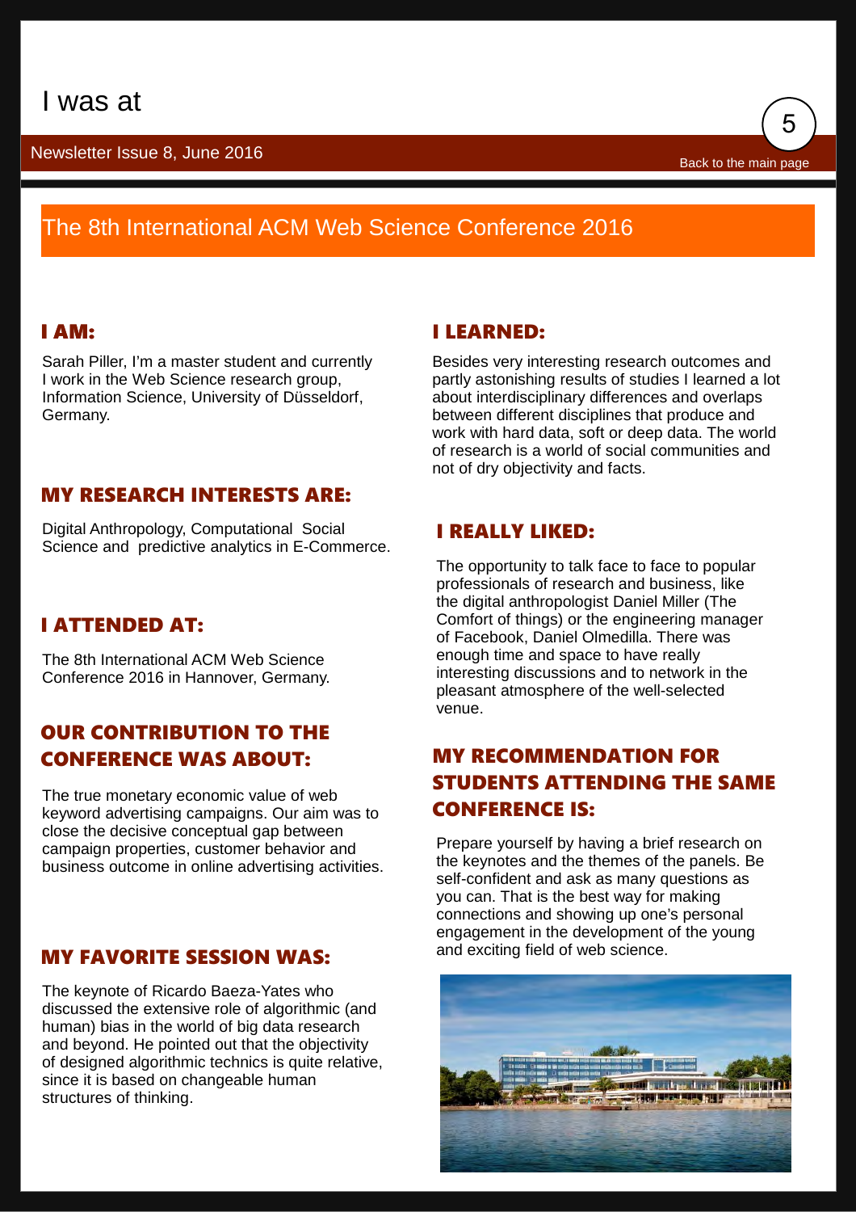# I was at

Newsletter Issue 8, June 2016

Back to the main page

## The 8th International ACM Web Science Conference 2016

### I AM:

Sarah Piller, I'm a master student and currently I work in the Web Science research group, Information Science, University of Düsseldorf, Germany.

### MY RESEARCH INTERESTS ARE:

Digital Anthropology, Computational Social Science and predictive analytics in E-Commerce.

### I ATTENDED AT:

The 8th International ACM Web Science Conference 2016 in Hannover, Germany.

### OUR CONTRIBUTION TO THE CONFERENCE WAS ABOUT:

The true monetary economic value of web keyword advertising campaigns. Our aim was to close the decisive conceptual gap between campaign properties, customer behavior and business outcome in online advertising activities.

### MY FAVORITE SESSION WAS:

The keynote of Ricardo Baeza-Yates who discussed the extensive role of algorithmic (and human) bias in the world of big data research and beyond. He pointed out that the objectivity of designed algorithmic technics is quite relative, since it is based on changeable human structures of thinking.

### I LEARNED:

Besides very interesting research outcomes and partly astonishing results of studies I learned a lot about interdisciplinary differences and overlaps between different disciplines that produce and work with hard data, soft or deep data. The world of research is a world of social communities and not of dry objectivity and facts.

### I REALLY LIKED:

The opportunity to talk face to face to popular professionals of research and business, like the digital anthropologist Daniel Miller (The Comfort of things) or the engineering manager of Facebook, Daniel Olmedilla. There was enough time and space to have really interesting discussions and to network in the pleasant atmosphere of the well-selected venue.

### MY RECOMMENDATION FOR STUDENTS ATTENDING THE SAME CONFERENCE IS:

Prepare yourself by having a brief research on the keynotes and the themes of the panels. Be self-confident and ask as many questions as you can. That is the best way for making connections and showing up one's personal engagement in the development of the young and exciting field of web science.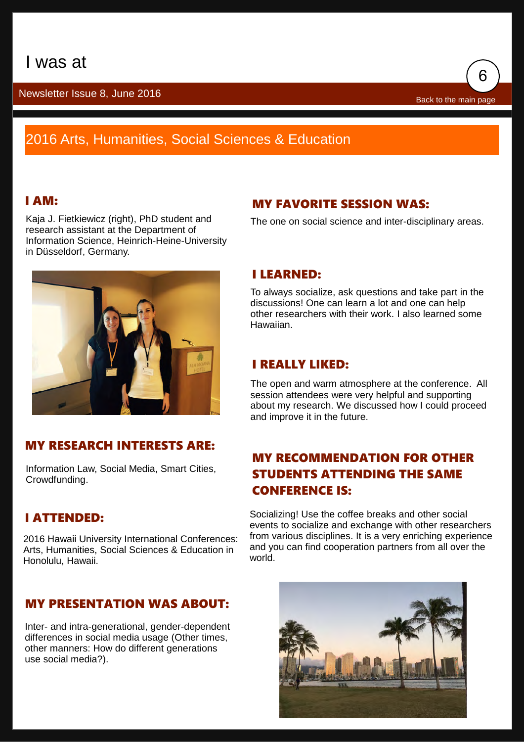# I was at

Newsletter Issue 8, June 2016

Back to the main page

## 2016 Arts, Humanities, Social Sciences & Education

### I AM:

Kaja J. Fietkiewicz (right), PhD student and research assistant at the Department of Information Science, Heinrich-Heine-University in Düsseldorf, Germany.

### MY RESEARCH INTERESTS ARE:

Information Law, Social Media, Smart Cities, Crowdfunding.

### I ATTENDED:

2016 Hawaii University International Conferences: Arts, Humanities, Social Sciences & Education in Honolulu, Hawaii.

### MY PRESENTATION WAS ABOUT:

Inter- and intra-generational, gender-dependent differences in social media usage (Other times, other manners: How do different generations use social media?).

### MY FAVORITE SESSION WAS:

The one on social science and inter-disciplinary areas.

### I LEARNED:

To always socialize, ask questions and take part in the discussions! One can learn a lot and one can help other researchers with their work. I also learned some Hawaiian.

### I REALLY LIKED:

The open and warm atmosphere at the conference. All session attendees were very helpful and supporting about my research. We discussed how I could proceed and improve it in the future.

### MY RECOMMENDATION FOR OTHER STUDENTS ATTENDING THE SAME CONFERENCE IS:

Socializing! Use the coffee breaks and other social events to socialize and exchange with other researchers from various disciplines. It is a very enriching experience and you can find cooperation partners from all over the world.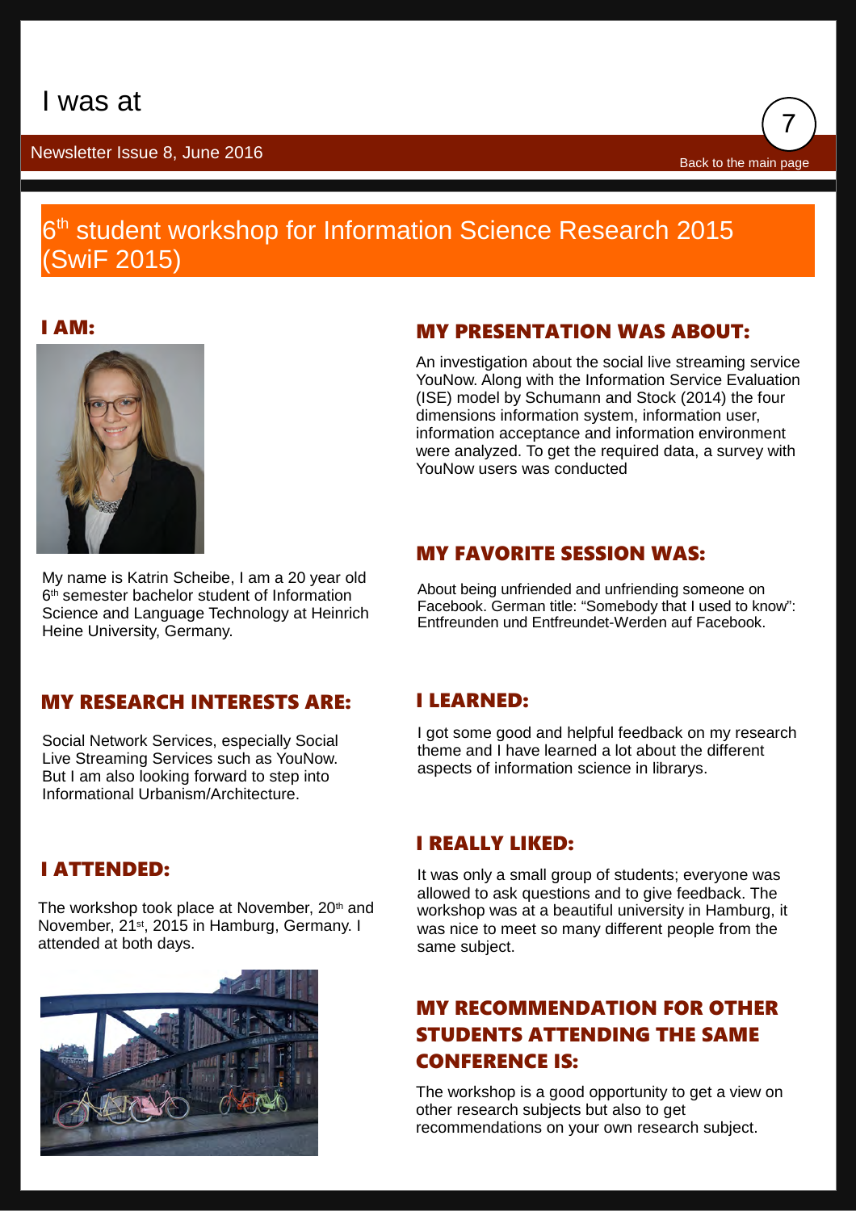# I was at

Newsletter Issue 8, June 2016

Back to the main page

## 6th student workshop for Information Science Research 2015 (SwiF 2015)

### I AM:

My name is Katrin Scheibe, I am a 20 year old 6th semester bachelor student of Information Science and Language Technology at Heinrich Heine University, Germany.

### MY RESEARCH INTERESTS ARE:

Social Network Services, especially Social Live Streaming Services such as YouNow. But I am also looking forward to step into Informational Urbanism/Architecture.

### I ATTENDED:

The workshop took place at November, 20th and November, 21st, 2015 in Hamburg, Germany. I attended at both days.

### MY PRESENTATION WAS ABOUT:

An investigation about the social live streaming service YouNow. Along with the Information Service Evaluation (ISE) model by Schumann and Stock (2014) the four dimensions information system, information user, information acceptance and information environment were analyzed. To get the required data, a survey with YouNow users was conducted

### MY FAVORITE SESSION WAS:

About being unfriended and unfriending someone on Facebook. German title: "Somebody that I used to know": Entfreunden und Entfreundet-Werden auf Facebook.

### I LEARNED:

I got some good and helpful feedback on my research theme and I have learned a lot about the different aspects of information science in librarys.

### I REALLY LIKED:

It was only a small group of students; everyone was allowed to ask questions and to give feedback. The workshop was at a beautiful university in Hamburg, it was nice to meet so many different people from the same subject.

### MY RECOMMENDATION FOR OTHER STUDENTS ATTENDING THE SAME CONFERENCE IS:

The workshop is a good opportunity to get a view on other research subjects but also to get recommendations on your own research subject.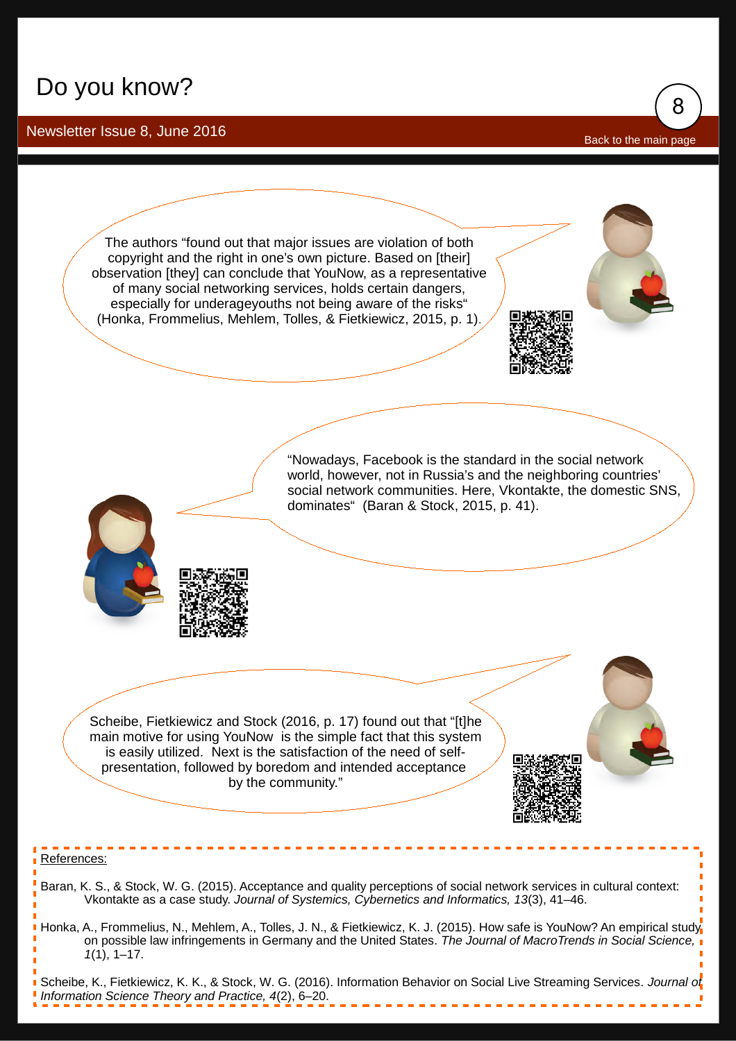# Do you know?

Newsletter Issue 8, June 2016

Back to the main page

The authors “found out that major issues are violation of both copyright and the right in one’s own picture. Based on [their] observation [they] can conclude that YouNow, as a representative of many social networking services, holds certain dangers, especially for underageyouths not being aware of the risks“ (Honka, Frommelius, Mehlem, Tolles, & Fietkiewicz, 2015, p. 1).

“Nowadays, Facebook is the standard in the social network world, however, not in Russia’s and the neighboring countries’ social network communities. Here, Vkontakte, the domestic SNS, dominates“ (Baran & Stock, 2015, p. 41).

Scheibe, Fietkiewicz and Stock (2016, p. 17) found out that “[t]he main motive for using YouNow is the simple fact that this system is easily utilized. Next is the satisfaction of the need of self-presentation, followed by boredom and intended acceptance by the community.”

References:

Baran, K. S., & Stock, W. G. (2015). Acceptance and quality perceptions of social network services in cultural context: Vkontakte as a case study. *Journal of Systemics, Cybernetics and Informatics, 13*(3), 41–46.

Honka, A., Frommelius, N., Mehlem, A., Tolles, J. N., & Fietkiewicz, K. J. (2015). How safe is YouNow? An empirical study on possible law infringements in Germany and the United States. *The Journal of MacroTrends in Social Science, 1*(1), 1–17.

Scheibe, K., Fietkiewicz, K. K., & Stock, W. G. (2016). Information Behavior on Social Live Streaming Services. *Journal of Information Science Theory and Practice, 4*(2), 6–20.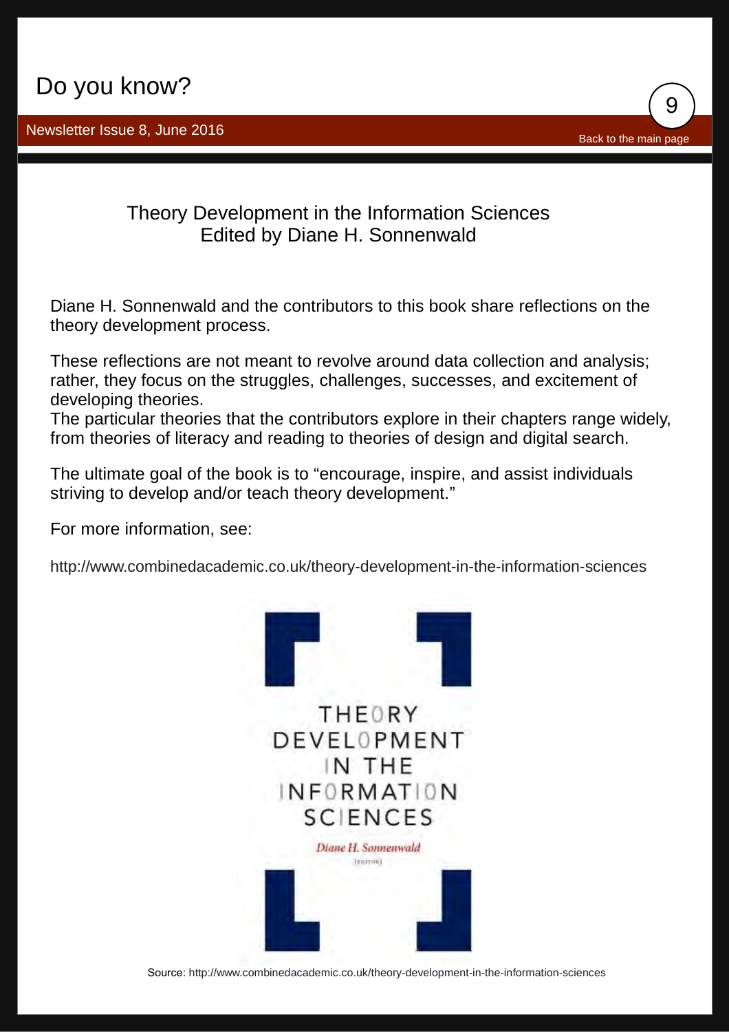# Do you know?

Newsletter Issue 8, June 2016

Back to the main page

## Theory Development in the Information Sciences
## Edited by Diane H. Sonnenwald

Diane H. Sonnenwald and the contributors to this book share reflections on the theory development process.

These reflections are not meant to revolve around data collection and analysis; rather, they focus on the struggles, challenges, successes, and excitement of developing theories.
The particular theories that the contributors explore in their chapters range widely, from theories of literacy and reading to theories of design and digital search.

The ultimate goal of the book is to "encourage, inspire, and assist individuals striving to develop and/or teach theory development."

For more information, see:

http://www.combinedacademic.co.uk/theory-development-in-the-information-sciences

Source: http://www.combinedacademic.co.uk/theory-development-in-the-information-sciences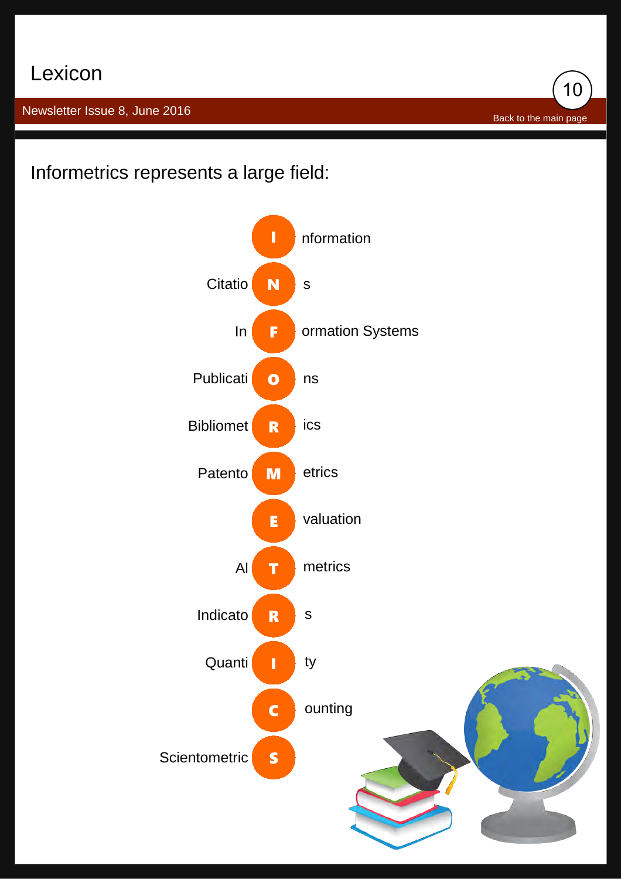Informetrics represents a large field:

- **I**nformation
- Citatio**N**s
- In**F**ormation Systems
- Publicati**O**ns
- Bibliomet**R**ics
- Patento**M**etrics
- **E**valuation
- Al**T**metrics
- Indicato**R**s
- Quanti**I**ty
- **C**ounting
- Scientometric**S**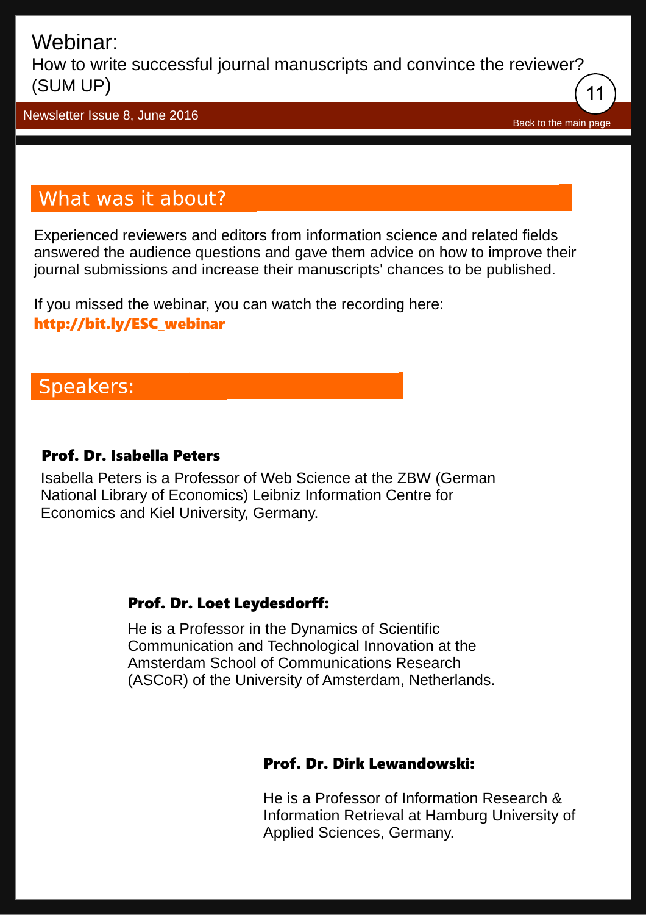# Webinar:

How to write successful journal manuscripts and convince the reviewer? (SUM UP)

Newsletter Issue 8, June 2016

Back to the main page

## What was it about?

Experienced reviewers and editors from information science and related fields answered the audience questions and gave them advice on how to improve their journal submissions and increase their manuscripts' chances to be published.

If you missed the webinar, you can watch the recording here:
**http://bit.ly/ESC_webinar**

## Speakers:

**Prof. Dr. Isabella Peters**

Isabella Peters is a Professor of Web Science at the ZBW (German National Library of Economics) Leibniz Information Centre for Economics and Kiel University, Germany.

**Prof. Dr. Loet Leydesdorff:**

He is a Professor in the Dynamics of Scientific Communication and Technological Innovation at the Amsterdam School of Communications Research (ASCoR) of the University of Amsterdam, Netherlands.

**Prof. Dr. Dirk Lewandowski:**

He is a Professor of Information Research & Information Retrieval at Hamburg University of Applied Sciences, Germany.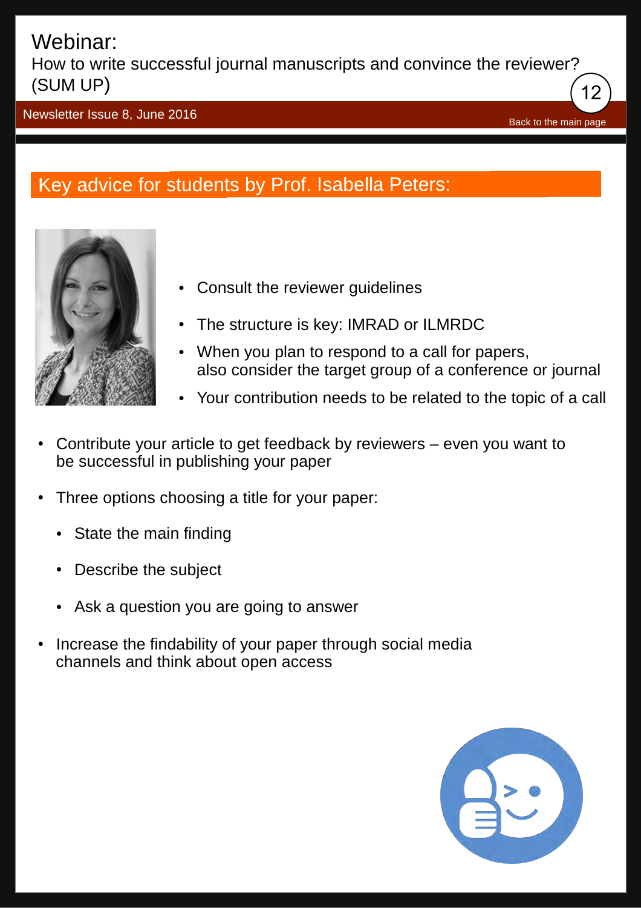# Webinar:

## How to write successful journal manuscripts and convince the reviewer? (SUM UP)

Newsletter Issue 8, June 2016

Back to the main page

## Key advice for students by Prof. Isabella Peters:

- Consult the reviewer guidelines
- The structure is key: IMRAD or ILMRDC
- When you plan to respond to a call for papers, also consider the target group of a conference or journal
- Your contribution needs to be related to the topic of a call
- Contribute your article to get feedback by reviewers – even you want to be successful in publishing your paper
- Three options choosing a title for your paper:
  - State the main finding
  - Describe the subject
  - Ask a question you are going to answer
- Increase the findability of your paper through social media channels and think about open access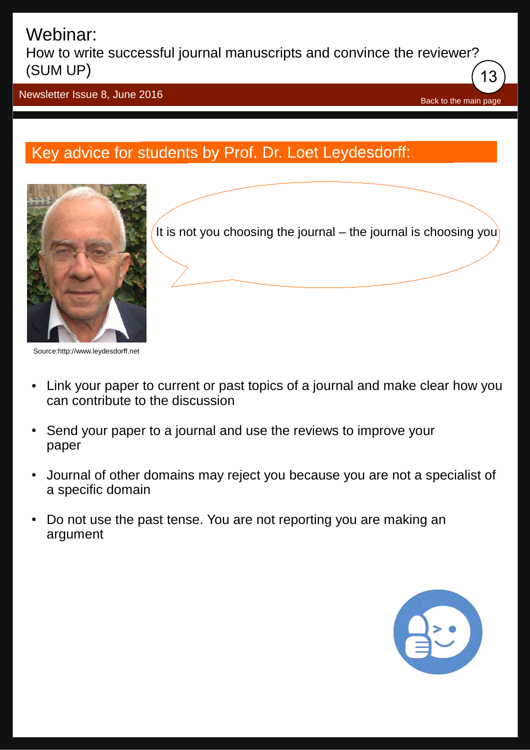# Webinar:

## How to write successful journal manuscripts and convince the reviewer? (SUM UP)

Newsletter Issue 8, June 2016

Back to the main page

## Key advice for students by Prof. Dr. Loet Leydesdorff:

It is not you choosing the journal – the journal is choosing you

Source:http://www.leydesdorff.net

- Link your paper to current or past topics of a journal and make clear how you can contribute to the discussion
- Send your paper to a journal and use the reviews to improve your paper
- Journal of other domains may reject you because you are not a specialist of a specific domain
- Do not use the past tense. You are not reporting you are making an argument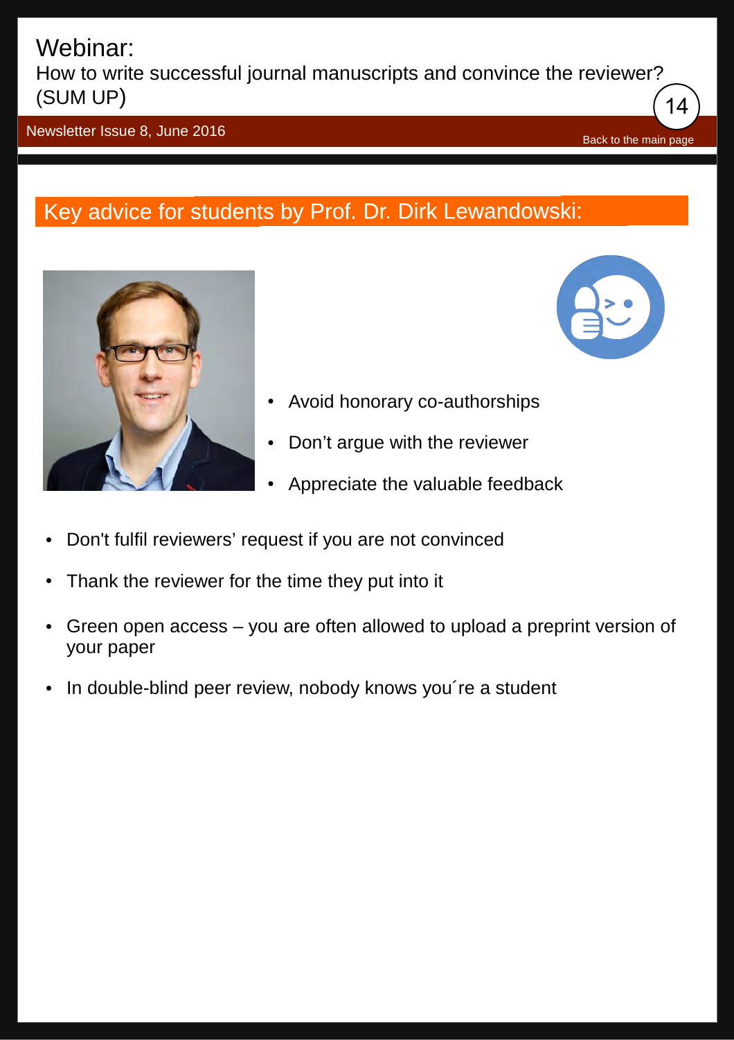# Webinar:
## How to write successful journal manuscripts and convince the reviewer? (SUM UP)

Newsletter Issue 8, June 2016

Back to the main page

## Key advice for students by Prof. Dr. Dirk Lewandowski:

- Avoid honorary co-authorships
- Don’t argue with the reviewer
- Appreciate the valuable feedback
- Don't fulfil reviewers’ request if you are not convinced
- Thank the reviewer for the time they put into it
- Green open access – you are often allowed to upload a preprint version of your paper
- In double-blind peer review, nobody knows you´re a student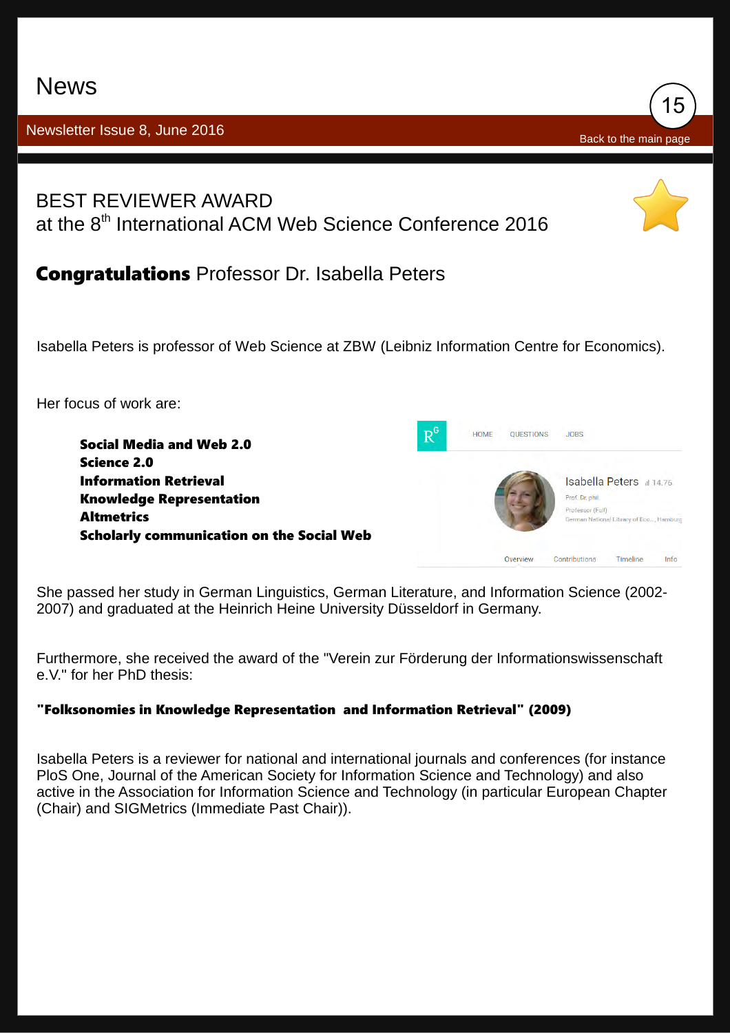# News

Newsletter Issue 8, June 2016

Back to the main page

## BEST REVIEWER AWARD

## at the 8th International ACM Web Science Conference 2016

## **Congratulations** Professor Dr. Isabella Peters

Isabella Peters is professor of Web Science at ZBW (Leibniz Information Centre for Economics).

Her focus of work are:

- **Social Media and Web 2.0**
- **Science 2.0**
- **Information Retrieval**
- **Knowledge Representation**
- **Altmetrics**
- **Scholarly communication on the Social Web**

She passed her study in German Linguistics, German Literature, and Information Science (2002-2007) and graduated at the Heinrich Heine University Düsseldorf in Germany.

Furthermore, she received the award of the "Verein zur Förderung der Informationswissenschaft e.V." for her PhD thesis:

**"Folksonomies in Knowledge Representation and Information Retrieval" (2009)**

Isabella Peters is a reviewer for national and international journals and conferences (for instance PloS One, Journal of the American Society for Information Science and Technology) and also active in the Association for Information Science and Technology (in particular European Chapter (Chair) and SIGMetrics (Immediate Past Chair)).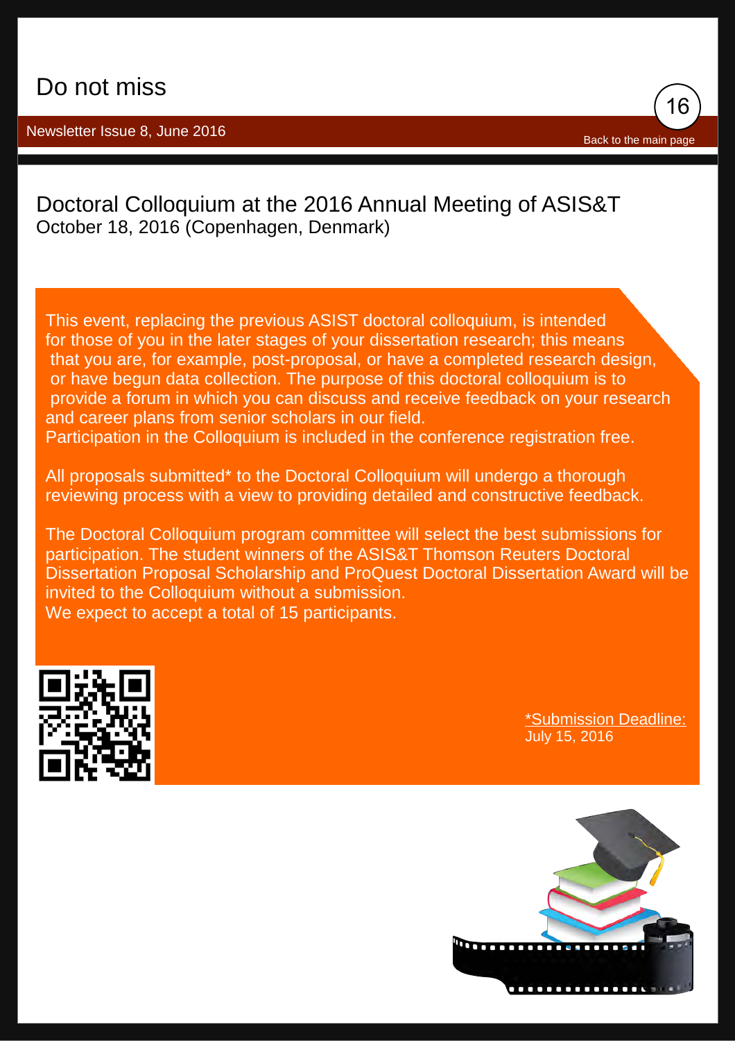# Do not miss

## Doctoral Colloquium at the 2016 Annual Meeting of ASIS&T

October 18, 2016 (Copenhagen, Denmark)

This event, replacing the previous ASIST doctoral colloquium, is intended for those of you in the later stages of your dissertation research; this means that you are, for example, post-proposal, or have a completed research design, or have begun data collection. The purpose of this doctoral colloquium is to provide a forum in which you can discuss and receive feedback on your research and career plans from senior scholars in our field.
Participation in the Colloquium is included in the conference registration free.

All proposals submitted* to the Doctoral Colloquium will undergo a thorough reviewing process with a view to providing detailed and constructive feedback.

The Doctoral Colloquium program committee will select the best submissions for participation. The student winners of the ASIS&T Thomson Reuters Doctoral Dissertation Proposal Scholarship and ProQuest Doctoral Dissertation Award will be invited to the Colloquium without a submission.
We expect to accept a total of 15 participants.

*Submission Deadline:
July 15, 2016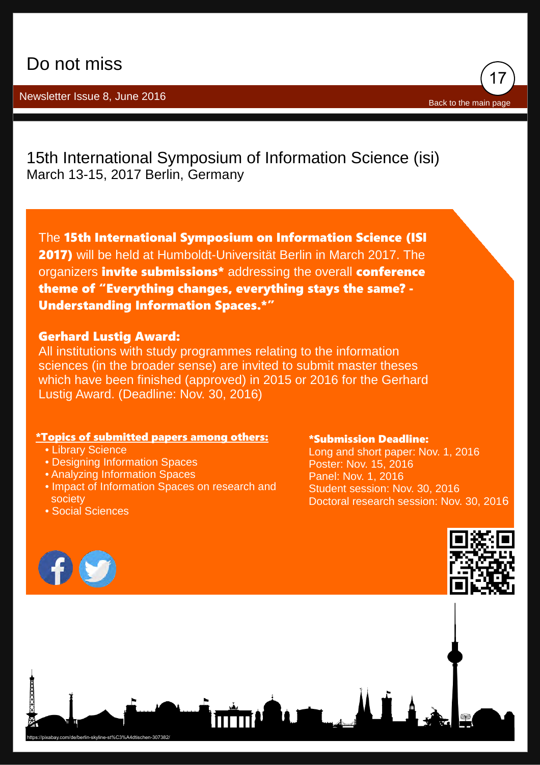# Do not miss

Newsletter Issue 8, June 2016

Back to the main page

## 15th International Symposium of Information Science (isi)

March 13-15, 2017 Berlin, Germany

The **15th International Symposium on Information Science (ISI 2017)** will be held at Humboldt-Universität Berlin in March 2017. The organizers **invite submissions*** addressing the overall **conference theme of "Everything changes, everything stays the same? - Understanding Information Spaces.*"**

**Gerhard Lustig Award:**

All institutions with study programmes relating to the information sciences (in the broader sense) are invited to submit master theses which have been finished (approved) in 2015 or 2016 for the Gerhard Lustig Award. (Deadline: Nov. 30, 2016)

**\*Topics of submitted papers among others:**

- Library Science
- Designing Information Spaces
- Analyzing Information Spaces
- Impact of Information Spaces on research and society
- Social Sciences

**\*Submission Deadline:**

Long and short paper: Nov. 1, 2016
Poster: Nov. 15, 2016
Panel: Nov. 1, 2016
Student session: Nov. 30, 2016
Doctoral research session: Nov. 30, 2016

https://pixabay.com/de/berlin-skyline-st%C3%A4dtischen-307382/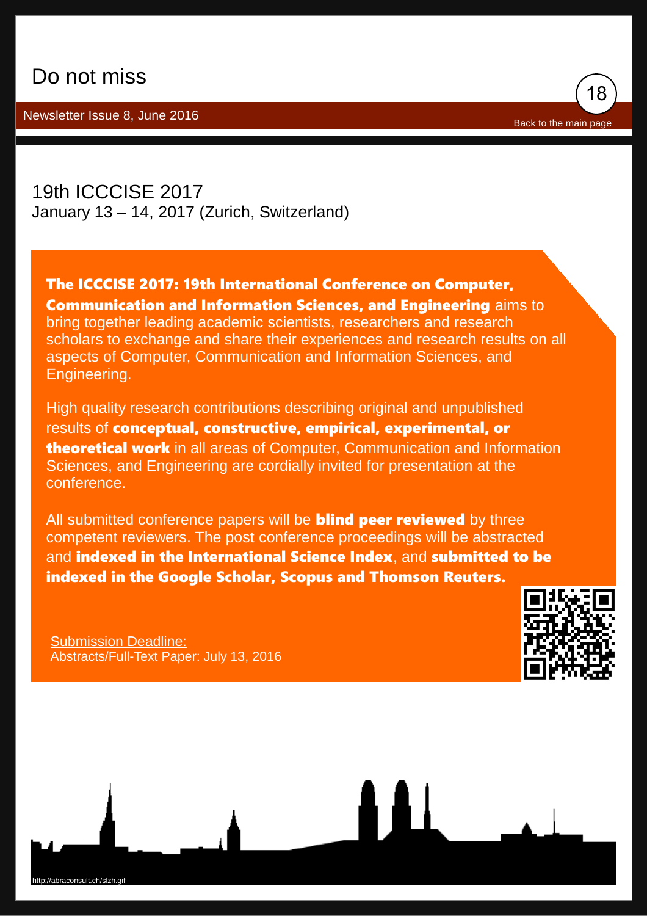# Do not miss

Newsletter Issue 8, June 2016

Back to the main page

## 19th ICCCISE 2017

January 13 – 14, 2017 (Zurich, Switzerland)

**The ICCCISE 2017: 19th International Conference on Computer, Communication and Information Sciences, and Engineering** aims to bring together leading academic scientists, researchers and research scholars to exchange and share their experiences and research results on all aspects of Computer, Communication and Information Sciences, and Engineering.

High quality research contributions describing original and unpublished results of **conceptual, constructive, empirical, experimental, or theoretical work** in all areas of Computer, Communication and Information Sciences, and Engineering are cordially invited for presentation at the conference.

All submitted conference papers will be **blind peer reviewed** by three competent reviewers. The post conference proceedings will be abstracted and **indexed in the International Science Index**, and **submitted to be indexed in the Google Scholar, Scopus and Thomson Reuters.**

Submission Deadline:
Abstracts/Full-Text Paper: July 13, 2016

http://abraconsult.ch/slzh.gif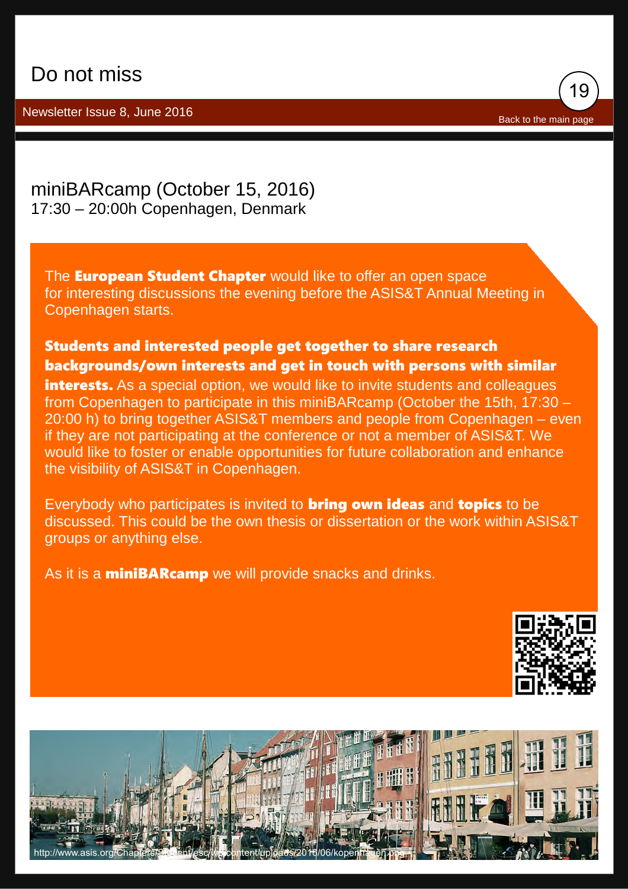# Do not miss

## miniBARcamp (October 15, 2016)

17:30 – 20:00h Copenhagen, Denmark

The **European Student Chapter** would like to offer an open space for interesting discussions the evening before the ASIS&T Annual Meeting in Copenhagen starts.

**Students and interested people get together to share research backgrounds/own interests and get in touch with persons with similar interests.** As a special option, we would like to invite students and colleagues from Copenhagen to participate in this miniBARcamp (October the 15th, 17:30 – 20:00 h) to bring together ASIS&T members and people from Copenhagen – even if they are not participating at the conference or not a member of ASIS&T. We would like to foster or enable opportunities for future collaboration and enhance the visibility of ASIS&T in Copenhagen.

Everybody who participates is invited to **bring own ideas** and **topics** to be discussed. This could be the own thesis or dissertation or the work within ASIS&T groups or anything else.

As it is a **miniBARcamp** we will provide snacks and drinks.

http://www.asis.org/Chapters/Student/esc/wp-content/uploads/2016/06/kopenhagen.png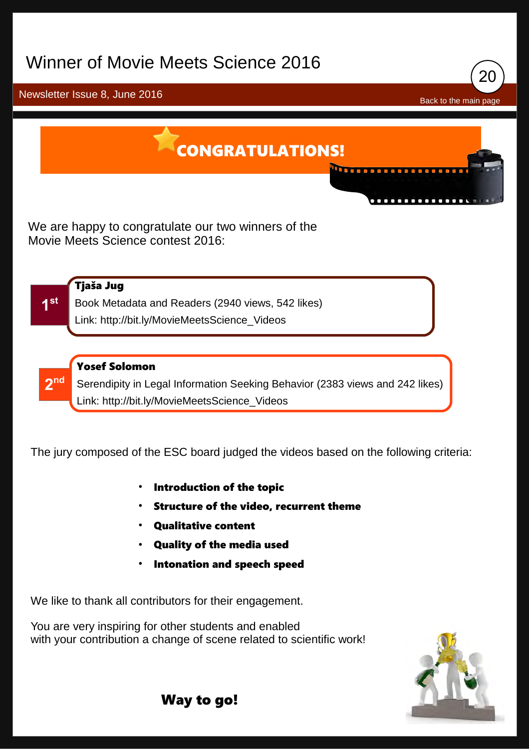# Winner of Movie Meets Science 2016

Newsletter Issue 8, June 2016

Back to the main page

## CONGRATULATIONS!

We are happy to congratulate our two winners of the Movie Meets Science contest 2016:

**1st**

**Tjaša Jug**

Book Metadata and Readers (2940 views, 542 likes)

Link: http://bit.ly/MovieMeetsScience_Videos

**2nd**

**Yosef Solomon**

Serendipity in Legal Information Seeking Behavior (2383 views and 242 likes)

Link: http://bit.ly/MovieMeetsScience_Videos

The jury composed of the ESC board judged the videos based on the following criteria:

- **Introduction of the topic**
- **Structure of the video, recurrent theme**
- **Qualitative content**
- **Quality of the media used**
- **Intonation and speech speed**

We like to thank all contributors for their engagement.

You are very inspiring for other students and enabled with your contribution a change of scene related to scientific work!

**Way to go!**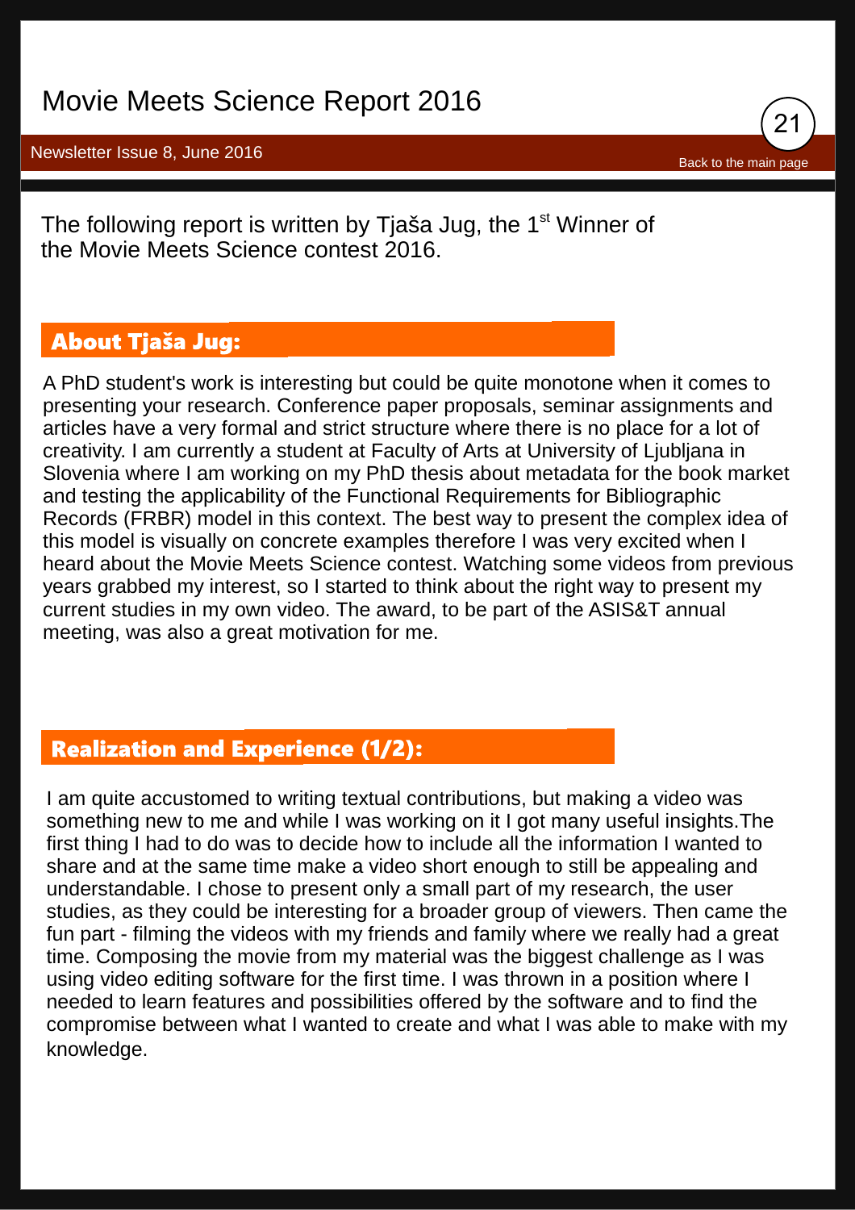# Movie Meets Science Report 2016

The following report is written by Tjaša Jug, the 1st Winner of the Movie Meets Science contest 2016.

## About Tjaša Jug:

A PhD student's work is interesting but could be quite monotone when it comes to presenting your research. Conference paper proposals, seminar assignments and articles have a very formal and strict structure where there is no place for a lot of creativity. I am currently a student at Faculty of Arts at University of Ljubljana in Slovenia where I am working on my PhD thesis about metadata for the book market and testing the applicability of the Functional Requirements for Bibliographic Records (FRBR) model in this context. The best way to present the complex idea of this model is visually on concrete examples therefore I was very excited when I heard about the Movie Meets Science contest. Watching some videos from previous years grabbed my interest, so I started to think about the right way to present my current studies in my own video. The award, to be part of the ASIS&T annual meeting, was also a great motivation for me.

## Realization and Experience (1/2):

I am quite accustomed to writing textual contributions, but making a video was something new to me and while I was working on it I got many useful insights.The first thing I had to do was to decide how to include all the information I wanted to share and at the same time make a video short enough to still be appealing and understandable. I chose to present only a small part of my research, the user studies, as they could be interesting for a broader group of viewers. Then came the fun part - filming the videos with my friends and family where we really had a great time. Composing the movie from my material was the biggest challenge as I was using video editing software for the first time. I was thrown in a position where I needed to learn features and possibilities offered by the software and to find the compromise between what I wanted to create and what I was able to make with my knowledge.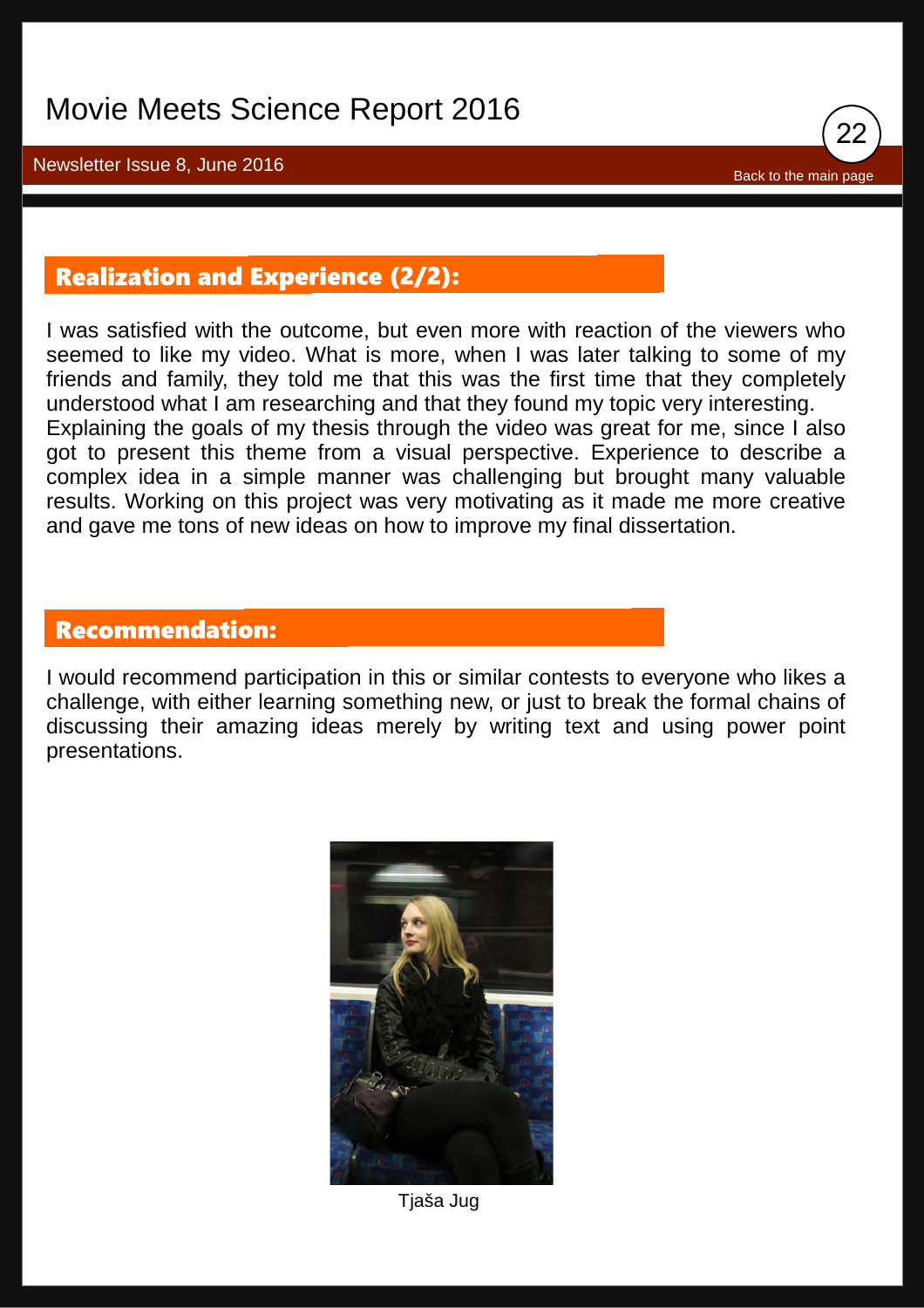## Realization and Experience (2/2):

I was satisfied with the outcome, but even more with reaction of the viewers who seemed to like my video. What is more, when I was later talking to some of my friends and family, they told me that this was the first time that they completely understood what I am researching and that they found my topic very interesting.
Explaining the goals of my thesis through the video was great for me, since I also got to present this theme from a visual perspective. Experience to describe a complex idea in a simple manner was challenging but brought many valuable results. Working on this project was very motivating as it made me more creative and gave me tons of new ideas on how to improve my final dissertation.

## Recommendation:

I would recommend participation in this or similar contests to everyone who likes a challenge, with either learning something new, or just to break the formal chains of discussing their amazing ideas merely by writing text and using power point presentations.

Tjaša Jug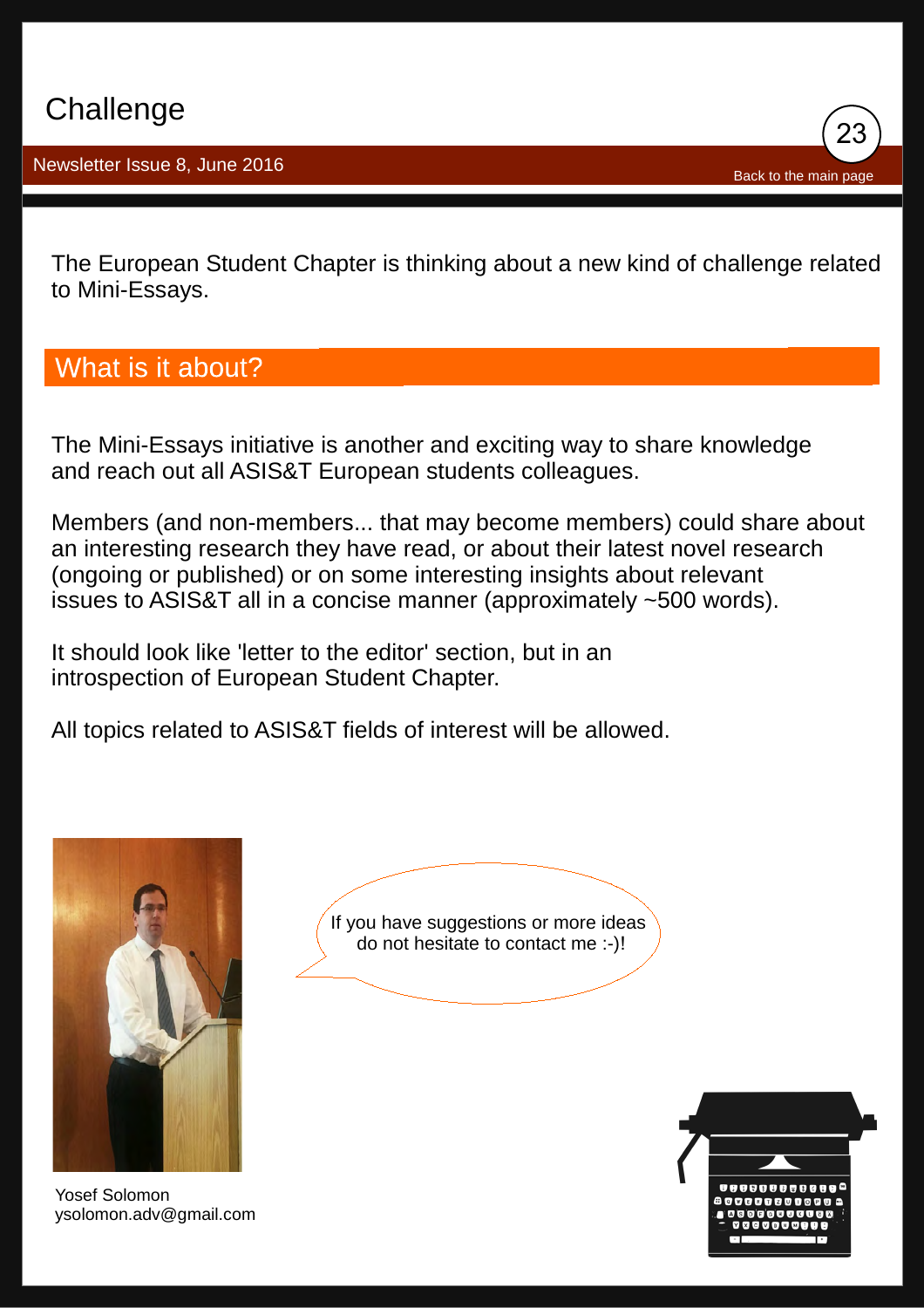# Challenge

The European Student Chapter is thinking about a new kind of challenge related to Mini-Essays.

## What is it about?

The Mini-Essays initiative is another and exciting way to share knowledge and reach out all ASIS&T European students colleagues.

Members (and non-members... that may become members) could share about an interesting research they have read, or about their latest novel research (ongoing or published) or on some interesting insights about relevant issues to ASIS&T all in a concise manner (approximately ~500 words).

It should look like 'letter to the editor' section, but in an introspection of European Student Chapter.

All topics related to ASIS&T fields of interest will be allowed.

If you have suggestions or more ideas do not hesitate to contact me :-)!

Yosef Solomon
ysolomon.adv@gmail.com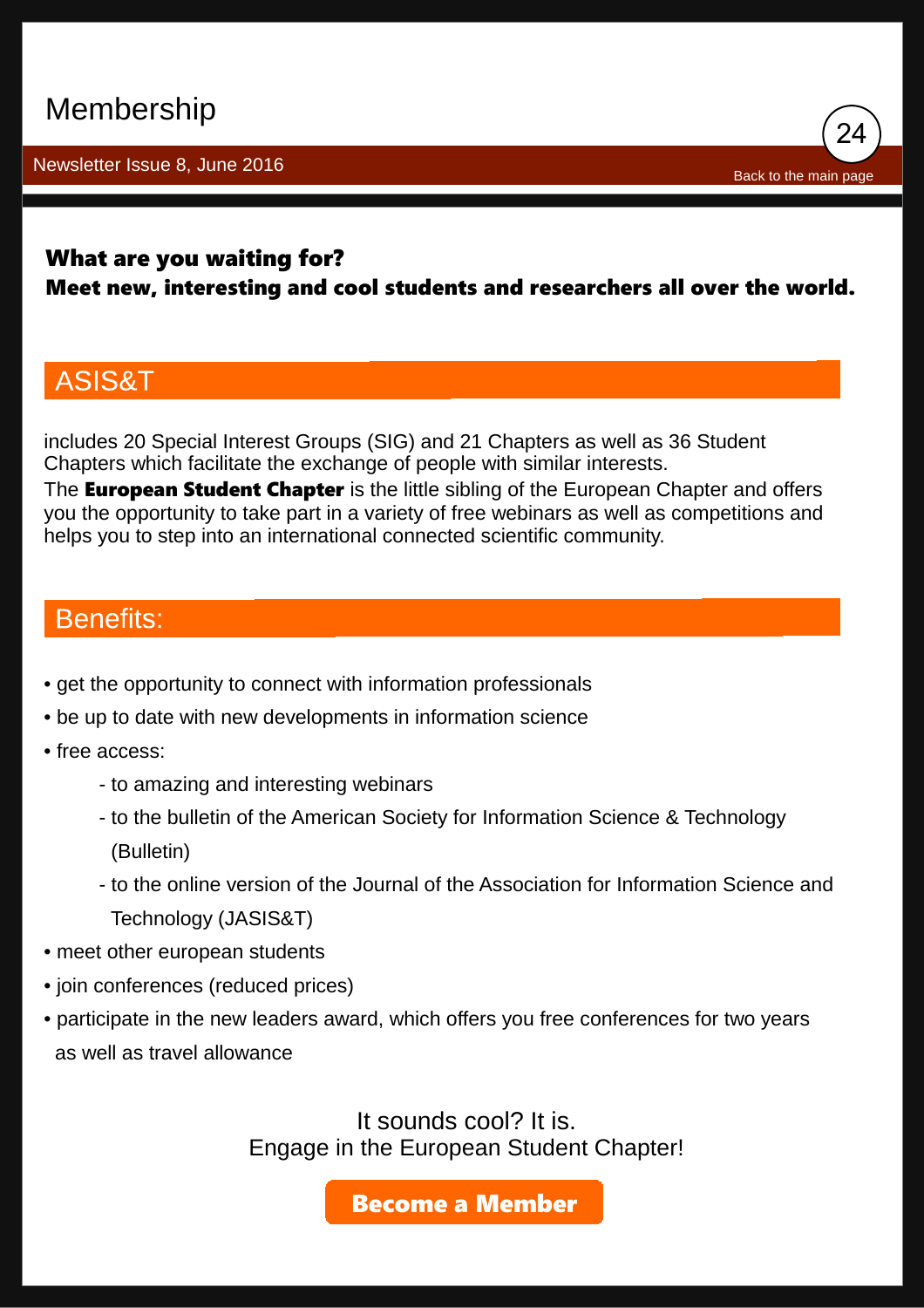# Membership

**What are you waiting for?**
**Meet new, interesting and cool students and researchers all over the world.**

## ASIS&T

includes 20 Special Interest Groups (SIG) and 21 Chapters as well as 36 Student Chapters which facilitate the exchange of people with similar interests.
The **European Student Chapter** is the little sibling of the European Chapter and offers you the opportunity to take part in a variety of free webinars as well as competitions and helps you to step into an international connected scientific community.

## Benefits:

- get the opportunity to connect with information professionals
- be up to date with new developments in information science
- free access:
  - to amazing and interesting webinars
  - to the bulletin of the American Society for Information Science & Technology (Bulletin)
  - to the online version of the Journal of the Association for Information Science and Technology (JASIS&T)
- meet other european students
- join conferences (reduced prices)
- participate in the new leaders award, which offers you free conferences for two years as well as travel allowance

It sounds cool? It is.
Engage in the European Student Chapter!

**Become a Member**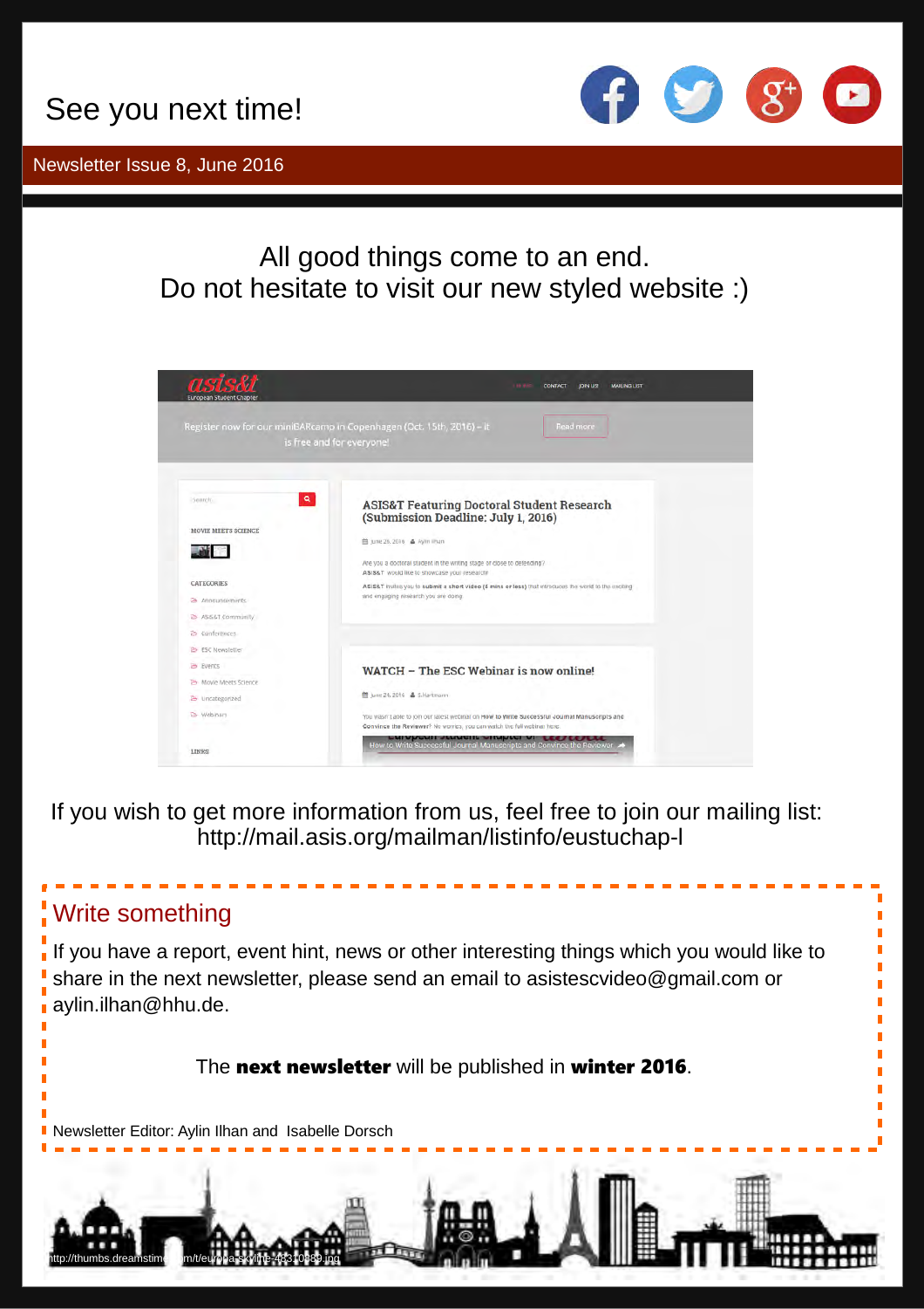# See you next time!

Newsletter Issue 8, June 2016

All good things come to an end.
Do not hesitate to visit our new styled website :)

If you wish to get more information from us, feel free to join our mailing list:
http://mail.asis.org/mailman/listinfo/eustuchap-l

## Write something

If you have a report, event hint, news or other interesting things which you would like to share in the next newsletter, please send an email to asistescvideo@gmail.com or aylin.ilhan@hhu.de.

The **next newsletter** will be published in **winter 2016**.

Newsletter Editor: Aylin Ilhan and Isabelle Dorsch

http://thumbs.dreamstime.com/t/europa-skyline-4830989.jpg